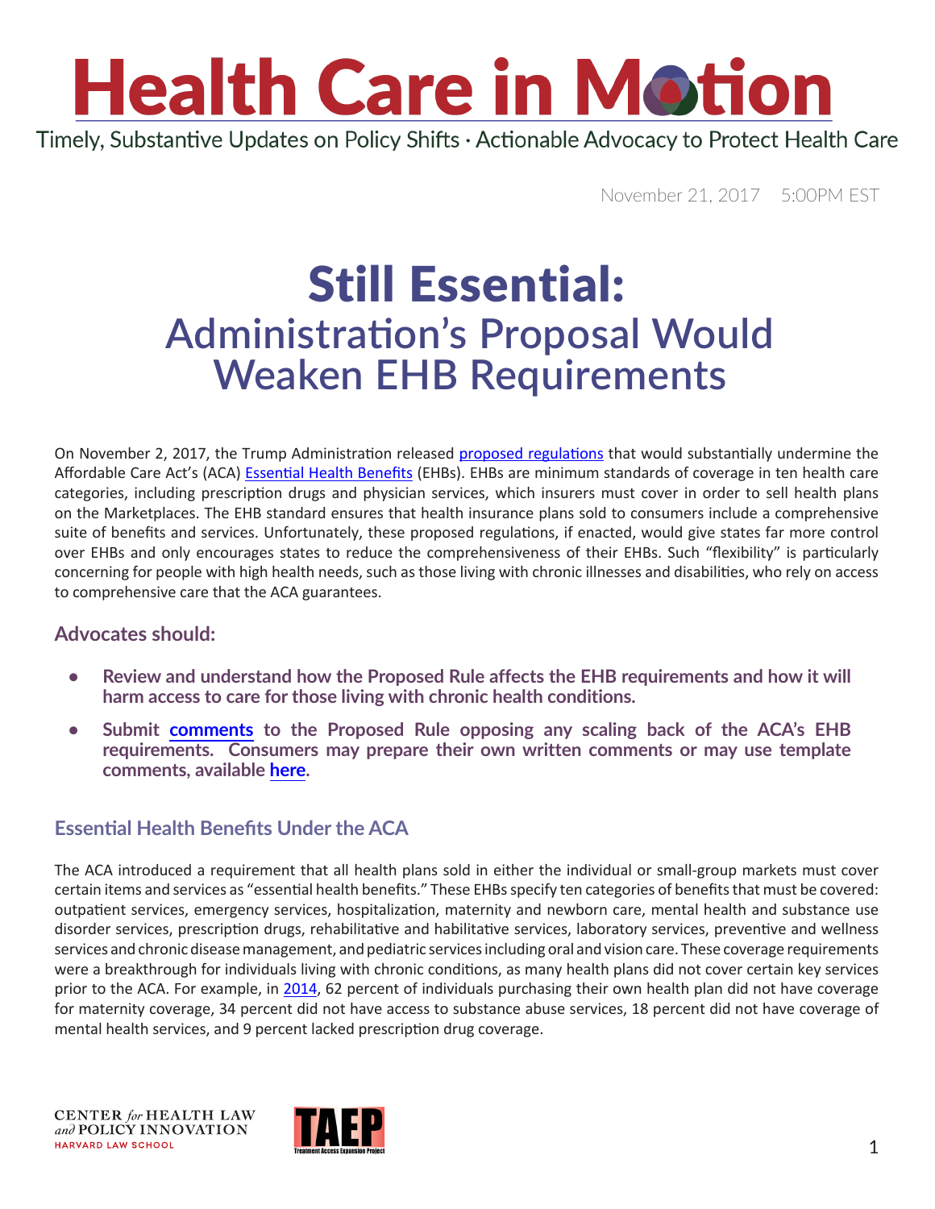# Health Care in Motion

Timely, Substantive Updates on Policy Shifts · Actionable Advocacy to Protect Health Care

November 21, 2017 5:00PM EST

# Still Essential:
## Administration's Proposal Would Weaken EHB Requirements

On November 2, 2017, the Trump Administration released proposed regulations that would substantially undermine the Affordable Care Act's (ACA) Essential Health Benefits (EHBs). EHBs are minimum standards of coverage in ten health care categories, including prescription drugs and physician services, which insurers must cover in order to sell health plans on the Marketplaces. The EHB standard ensures that health insurance plans sold to consumers include a comprehensive suite of benefits and services. Unfortunately, these proposed regulations, if enacted, would give states far more control over EHBs and only encourages states to reduce the comprehensiveness of their EHBs. Such "flexibility" is particularly concerning for people with high health needs, such as those living with chronic illnesses and disabilities, who rely on access to comprehensive care that the ACA guarantees.

### Advocates should:

- **Review and understand how the Proposed Rule affects the EHB requirements and how it will harm access to care for those living with chronic health conditions.**
- **Submit comments to the Proposed Rule opposing any scaling back of the ACA's EHB requirements. Consumers may prepare their own written comments or may use template comments, available here.**

### Essential Health Benefits Under the ACA

The ACA introduced a requirement that all health plans sold in either the individual or small-group markets must cover certain items and services as "essential health benefits." These EHBs specify ten categories of benefits that must be covered: outpatient services, emergency services, hospitalization, maternity and newborn care, mental health and substance use disorder services, prescription drugs, rehabilitative and habilitative services, laboratory services, preventive and wellness services and chronic disease management, and pediatric services including oral and vision care. These coverage requirements were a breakthrough for individuals living with chronic conditions, as many health plans did not cover certain key services prior to the ACA. For example, in 2014, 62 percent of individuals purchasing their own health plan did not have coverage for maternity coverage, 34 percent did not have access to substance abuse services, 18 percent did not have coverage of mental health services, and 9 percent lacked prescription drug coverage.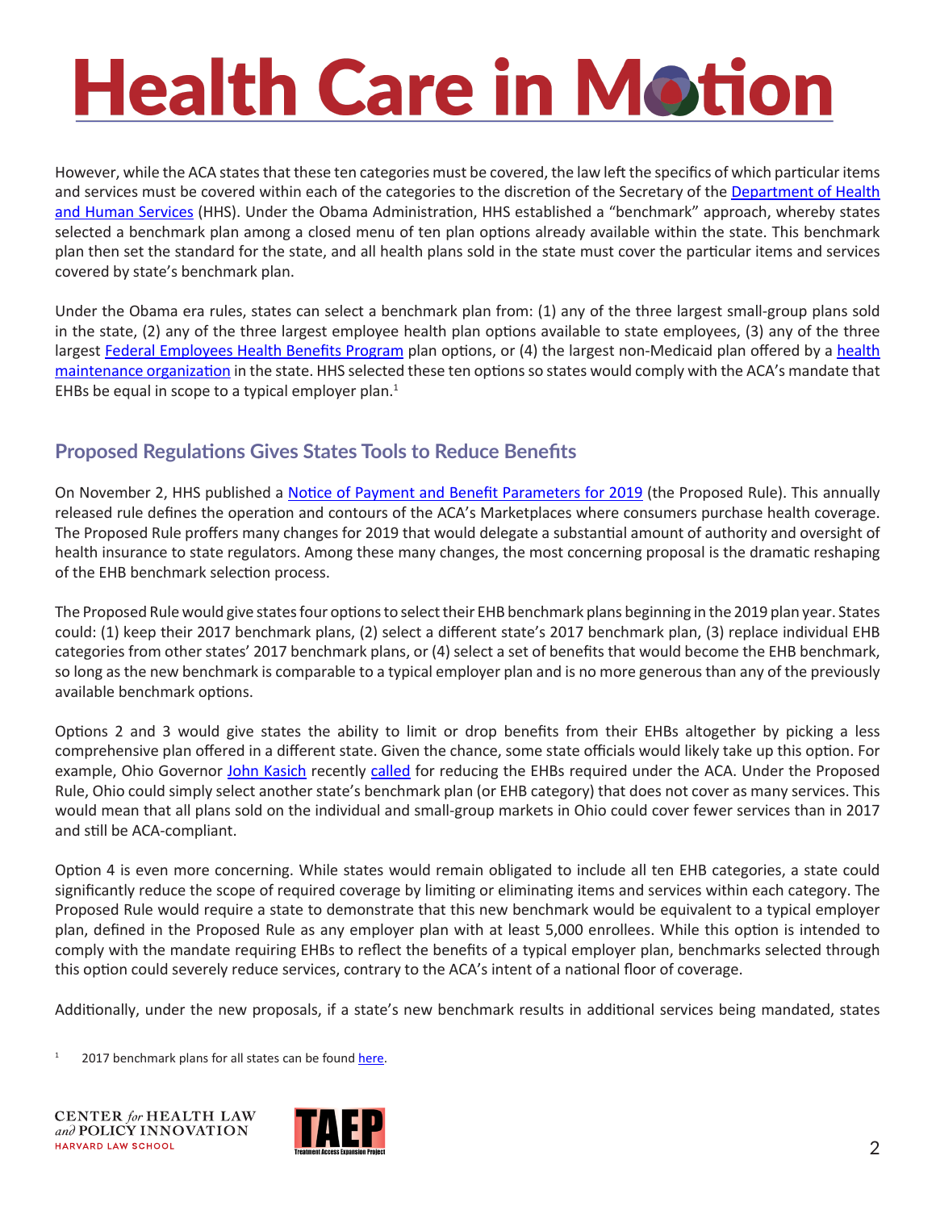However, while the ACA states that these ten categories must be covered, the law left the specifics of which particular items and services must be covered within each of the categories to the discretion of the Secretary of the Department of Health and Human Services (HHS). Under the Obama Administration, HHS established a "benchmark" approach, whereby states selected a benchmark plan among a closed menu of ten plan options already available within the state. This benchmark plan then set the standard for the state, and all health plans sold in the state must cover the particular items and services covered by state's benchmark plan.

Under the Obama era rules, states can select a benchmark plan from: (1) any of the three largest small-group plans sold in the state, (2) any of the three largest employee health plan options available to state employees, (3) any of the three largest Federal Employees Health Benefits Program plan options, or (4) the largest non-Medicaid plan offered by a health maintenance organization in the state. HHS selected these ten options so states would comply with the ACA's mandate that EHBs be equal in scope to a typical employer plan.[1]

## Proposed Regulations Gives States Tools to Reduce Benefits

On November 2, HHS published a Notice of Payment and Benefit Parameters for 2019 (the Proposed Rule). This annually released rule defines the operation and contours of the ACA's Marketplaces where consumers purchase health coverage. The Proposed Rule proffers many changes for 2019 that would delegate a substantial amount of authority and oversight of health insurance to state regulators. Among these many changes, the most concerning proposal is the dramatic reshaping of the EHB benchmark selection process.

The Proposed Rule would give states four options to select their EHB benchmark plans beginning in the 2019 plan year. States could: (1) keep their 2017 benchmark plans, (2) select a different state's 2017 benchmark plan, (3) replace individual EHB categories from other states' 2017 benchmark plans, or (4) select a set of benefits that would become the EHB benchmark, so long as the new benchmark is comparable to a typical employer plan and is no more generous than any of the previously available benchmark options.

Options 2 and 3 would give states the ability to limit or drop benefits from their EHBs altogether by picking a less comprehensive plan offered in a different state. Given the chance, some state officials would likely take up this option. For example, Ohio Governor John Kasich recently called for reducing the EHBs required under the ACA. Under the Proposed Rule, Ohio could simply select another state's benchmark plan (or EHB category) that does not cover as many services. This would mean that all plans sold on the individual and small-group markets in Ohio could cover fewer services than in 2017 and still be ACA-compliant.

Option 4 is even more concerning. While states would remain obligated to include all ten EHB categories, a state could significantly reduce the scope of required coverage by limiting or eliminating items and services within each category. The Proposed Rule would require a state to demonstrate that this new benchmark would be equivalent to a typical employer plan, defined in the Proposed Rule as any employer plan with at least 5,000 enrollees. While this option is intended to comply with the mandate requiring EHBs to reflect the benefits of a typical employer plan, benchmarks selected through this option could severely reduce services, contrary to the ACA's intent of a national floor of coverage.

Additionally, under the new proposals, if a state's new benchmark results in additional services being mandated, states

[1] 2017 benchmark plans for all states can be found here.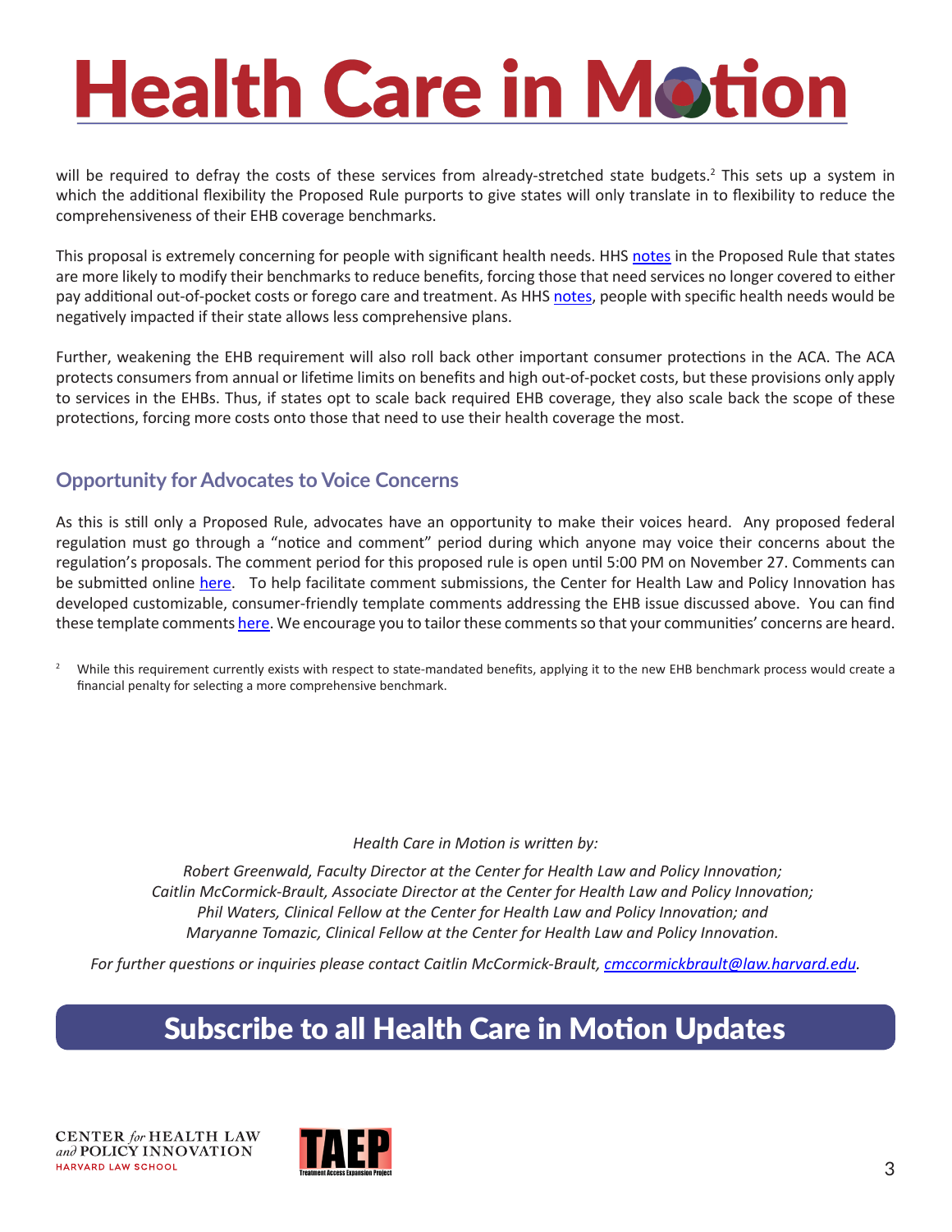will be required to defray the costs of these services from already-stretched state budgets.[2] This sets up a system in which the additional flexibility the Proposed Rule purports to give states will only translate in to flexibility to reduce the comprehensiveness of their EHB coverage benchmarks.

This proposal is extremely concerning for people with significant health needs. HHS notes in the Proposed Rule that states are more likely to modify their benchmarks to reduce benefits, forcing those that need services no longer covered to either pay additional out-of-pocket costs or forego care and treatment. As HHS notes, people with specific health needs would be negatively impacted if their state allows less comprehensive plans.

Further, weakening the EHB requirement will also roll back other important consumer protections in the ACA. The ACA protects consumers from annual or lifetime limits on benefits and high out-of-pocket costs, but these provisions only apply to services in the EHBs. Thus, if states opt to scale back required EHB coverage, they also scale back the scope of these protections, forcing more costs onto those that need to use their health coverage the most.

## Opportunity for Advocates to Voice Concerns

As this is still only a Proposed Rule, advocates have an opportunity to make their voices heard. Any proposed federal regulation must go through a "notice and comment" period during which anyone may voice their concerns about the regulation's proposals. The comment period for this proposed rule is open until 5:00 PM on November 27. Comments can be submitted online here. To help facilitate comment submissions, the Center for Health Law and Policy Innovation has developed customizable, consumer-friendly template comments addressing the EHB issue discussed above. You can find these template comments here. We encourage you to tailor these comments so that your communities' concerns are heard.

[2] While this requirement currently exists with respect to state-mandated benefits, applying it to the new EHB benchmark process would create a financial penalty for selecting a more comprehensive benchmark.

*Health Care in Motion is written by:*

*Robert Greenwald, Faculty Director at the Center for Health Law and Policy Innovation;*
*Caitlin McCormick-Brault, Associate Director at the Center for Health Law and Policy Innovation;*
*Phil Waters, Clinical Fellow at the Center for Health Law and Policy Innovation; and*
*Maryanne Tomazic, Clinical Fellow at the Center for Health Law and Policy Innovation.*

*For further questions or inquiries please contact Caitlin McCormick-Brault, cmccormickbrault@law.harvard.edu.*

## Subscribe to all Health Care in Motion Updates

CENTER *for* HEALTH LAW *and* POLICY INNOVATION
HARVARD LAW SCHOOL

TAEP
Treatment Access Expansion Project